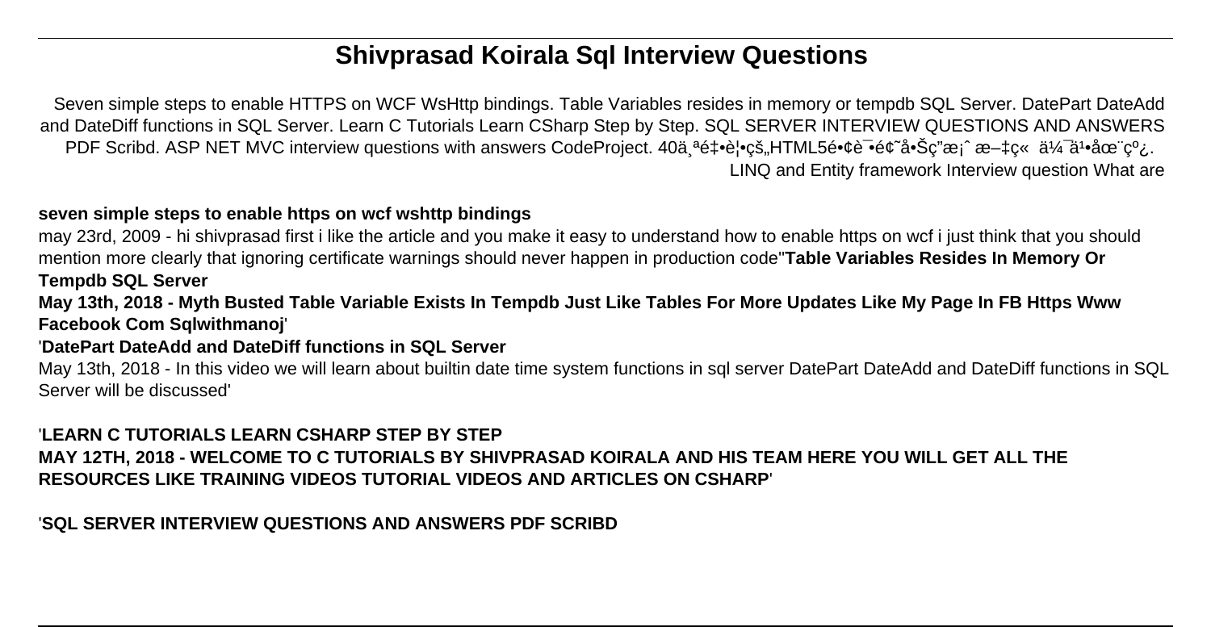# Shivprasad Koirala Sql Interview Questions

Seven simple steps to enable HTTPS on WCF WsHttp bindings. Table Variables resides in memory or tempdb SQL Server. DatePart DateAdd and DateDiff functions in SQL Server. Learn C Tutorials Learn CSharp Step by Step. SQL SERVER INTERVIEW QUESTIONS AND ANSWERS PDF Scribd. ASP NET MVC interview questions with answers CodeProject. 40ä¸ªé‡•è¦•çš„HTML5é•¢è¯•é¢˜å•Šç”æ¡ˆ æ–‡ç« ä¼¯ä¹•åœ¨ç º¿. LINQ and Entity framework Interview question What are

**seven simple steps to enable https on wcf wshttp bindings**

may 23rd, 2009 - hi shivprasad first i like the article and you make it easy to understand how to enable https on wcf i just think that you should mention more clearly that ignoring certificate warnings should never happen in production code''**Table Variables Resides In Memory Or Tempdb SQL Server**

**May 13th, 2018 - Myth Busted Table Variable Exists In Tempdb Just Like Tables For More Updates Like My Page In FB Https Www Facebook Com Sqlwithmanoj**'

'**DatePart DateAdd and DateDiff functions in SQL Server**

May 13th, 2018 - In this video we will learn about builtin date time system functions in sql server DatePart DateAdd and DateDiff functions in SQL Server will be discussed'

'**LEARN C TUTORIALS LEARN CSHARP STEP BY STEP**

**MAY 12TH, 2018 - WELCOME TO C TUTORIALS BY SHIVPRASAD KOIRALA AND HIS TEAM HERE YOU WILL GET ALL THE RESOURCES LIKE TRAINING VIDEOS TUTORIAL VIDEOS AND ARTICLES ON CSHARP**'

'**SQL SERVER INTERVIEW QUESTIONS AND ANSWERS PDF SCRIBD**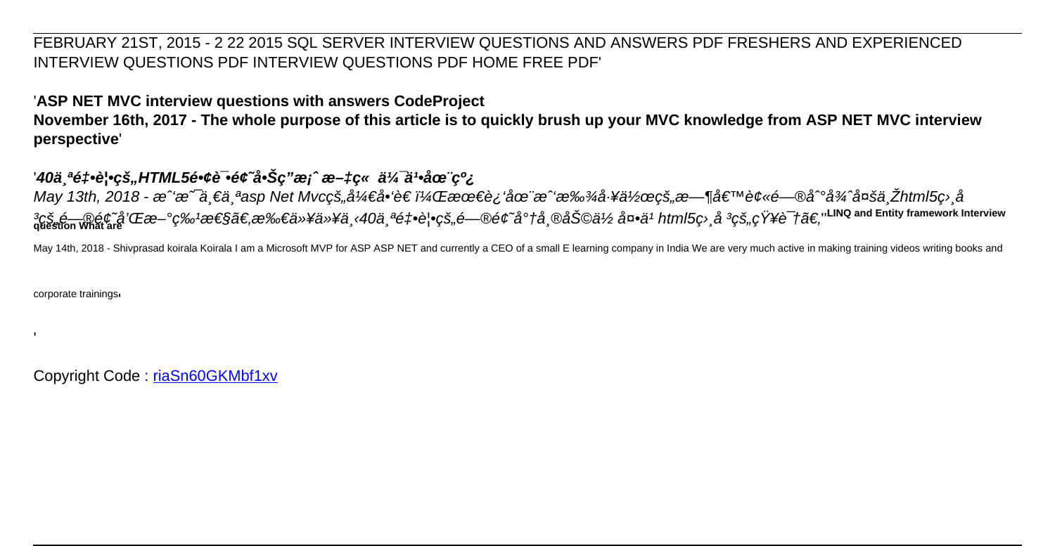FEBRUARY 21ST, 2015 - 2 22 2015 SQL SERVER INTERVIEW QUESTIONS AND ANSWERS PDF FRESHERS AND EXPERIENCED INTERVIEW QUESTIONS PDF INTERVIEW QUESTIONS PDF HOME FREE PDF'

'**ASP NET MVC interview questions with answers CodeProject**

**November 16th, 2017 - The whole purpose of this article is to quickly brush up your MVC knowledge from ASP NET MVC interview perspective**'

'***40ä¸ªé‡•è¦•çš„HTML5é•¢è¯•é¢˜å•Šç”¨æ¡ˆ æ–‡ç« ä¼¯ä¹•åœ¨çº¿***

*May 13th, 2018 - æˆ'æ˜¯ä¸€ä¸ªasp Net Mvcçš„å¼€å•'è€ ï¼Œæœ€è¿'åœ¨æˆ'æ‰¾å·¥ä½œçš„æ—¶å€™è¢«é—®åˆ°å¾ˆå¤šä¸Žhtml5ç›¸å…³çš„é—®é¢˜å'Œæ–°ç‰¹æ€§ã€‚æ‰€ä»¥ä»¥ä¸‹40ä¸ªé‡•è¦•çš„é—®é¢˜å°†å¸®åŠ©ä½ å¤•ä¹ html5ç›¸å…³çš„çŸ¥è¯†ã€‚*'' **LINQ and Entity framework Interview question What are**

May 14th, 2018 - Shivprasad koirala Koirala I am a Microsoft MVP for ASP ASP NET and currently a CEO of a small E learning company in India We are very much active in making training videos writing books and corporate trainings'

'

Copyright Code : riaSn60GKMbf1xv